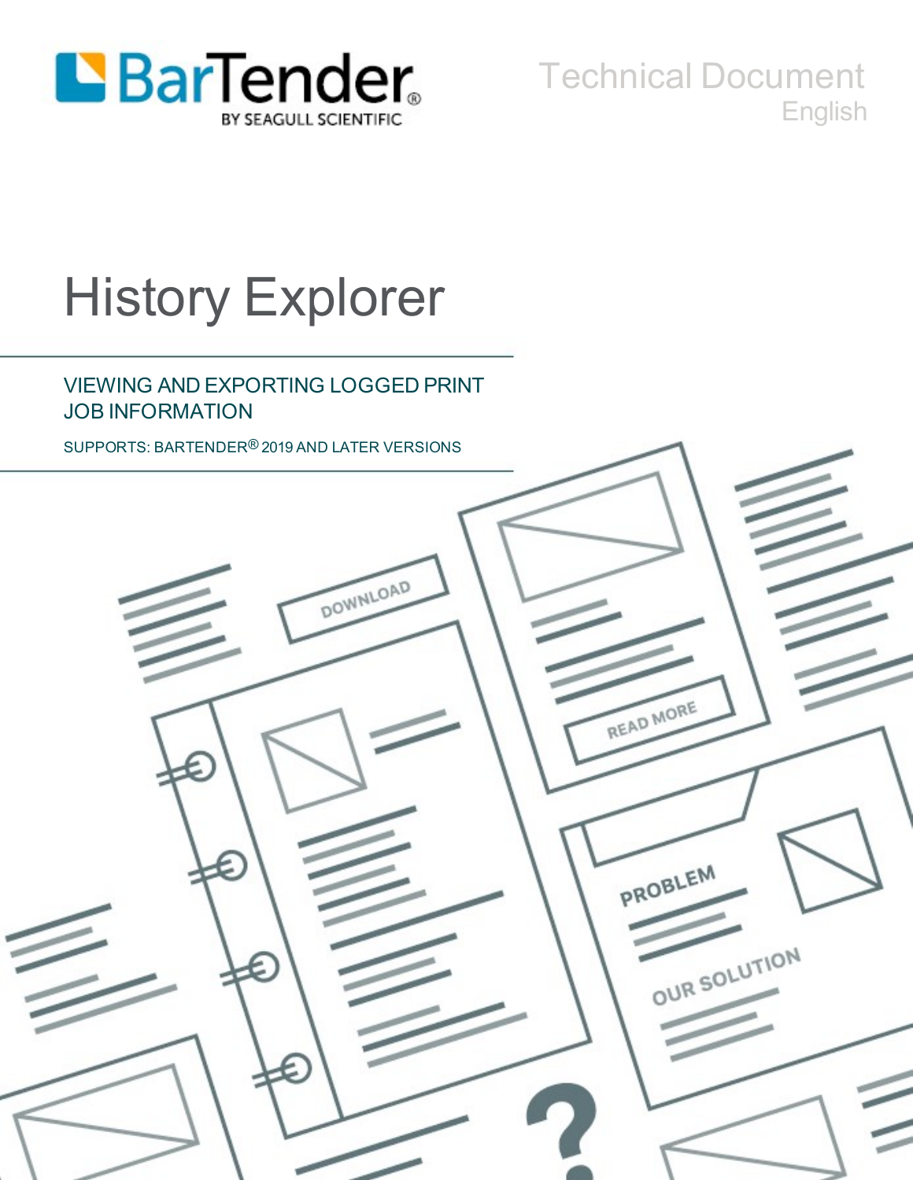BarTender BY SEAGULL SCIENTIFIC

Technical Document
English

# History Explorer

## VIEWING AND EXPORTING LOGGED PRINT JOB INFORMATION

SUPPORTS: BARTENDER® 2019 AND LATER VERSIONS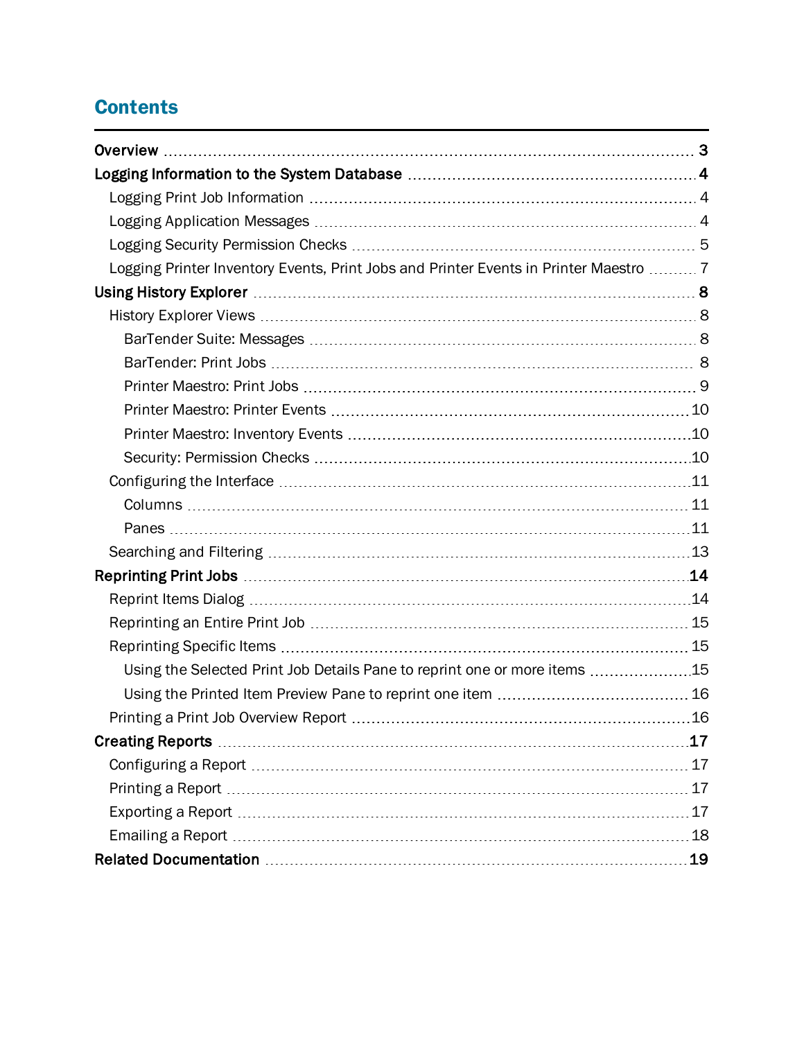# Contents

- **Overview** ..... **3**
- **Logging Information to the System Database** ..... **4**
  - Logging Print Job Information ..... 4
  - Logging Application Messages ..... 4
  - Logging Security Permission Checks ..... 5
  - Logging Printer Inventory Events, Print Jobs and Printer Events in Printer Maestro ..... 7
- **Using History Explorer** ..... **8**
  - History Explorer Views ..... 8
    - BarTender Suite: Messages ..... 8
    - BarTender: Print Jobs ..... 8
    - Printer Maestro: Print Jobs ..... 9
    - Printer Maestro: Printer Events ..... 10
    - Printer Maestro: Inventory Events ..... 10
    - Security: Permission Checks ..... 10
  - Configuring the Interface ..... 11
    - Columns ..... 11
    - Panes ..... 11
  - Searching and Filtering ..... 13
- **Reprinting Print Jobs** ..... **14**
  - Reprint Items Dialog ..... 14
  - Reprinting an Entire Print Job ..... 15
  - Reprinting Specific Items ..... 15
    - Using the Selected Print Job Details Pane to reprint one or more items ..... 15
    - Using the Printed Item Preview Pane to reprint one item ..... 16
  - Printing a Print Job Overview Report ..... 16
- **Creating Reports** ..... **17**
  - Configuring a Report ..... 17
  - Printing a Report ..... 17
  - Exporting a Report ..... 17
  - Emailing a Report ..... 18
- **Related Documentation** ..... **19**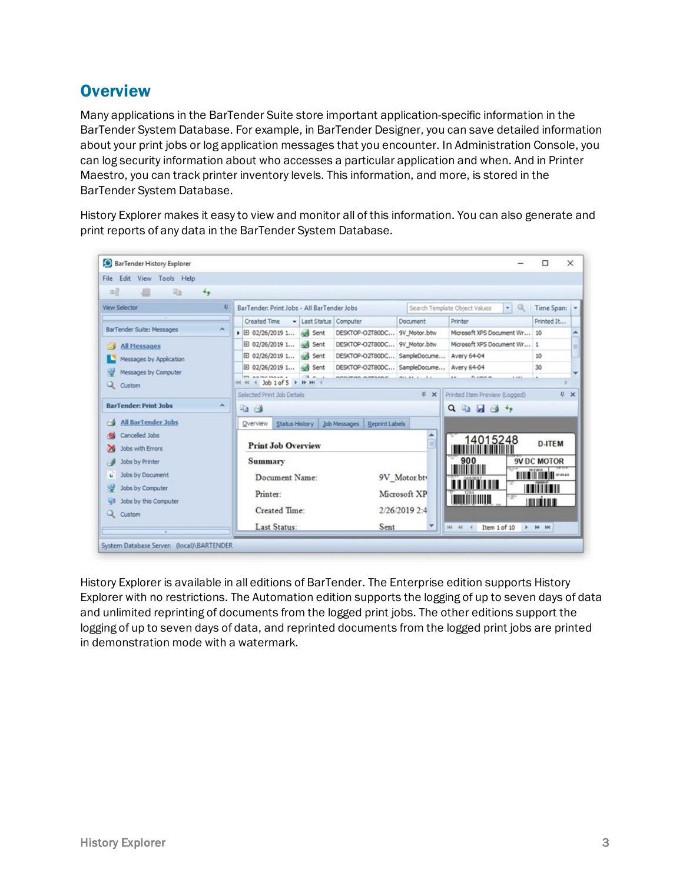## Overview

Many applications in the BarTender Suite store important application-specific information in the BarTender System Database. For example, in BarTender Designer, you can save detailed information about your print jobs or log application messages that you encounter. In Administration Console, you can log security information about who accesses a particular application and when. And in Printer Maestro, you can track printer inventory levels. This information, and more, is stored in the BarTender System Database.

History Explorer makes it easy to view and monitor all of this information. You can also generate and print reports of any data in the BarTender System Database.

History Explorer is available in all editions of BarTender. The Enterprise edition supports History Explorer with no restrictions. The Automation edition supports the logging of up to seven days of data and unlimited reprinting of documents from the logged print jobs. The other editions support the logging of up to seven days of data, and reprinted documents from the logged print jobs are printed in demonstration mode with a watermark.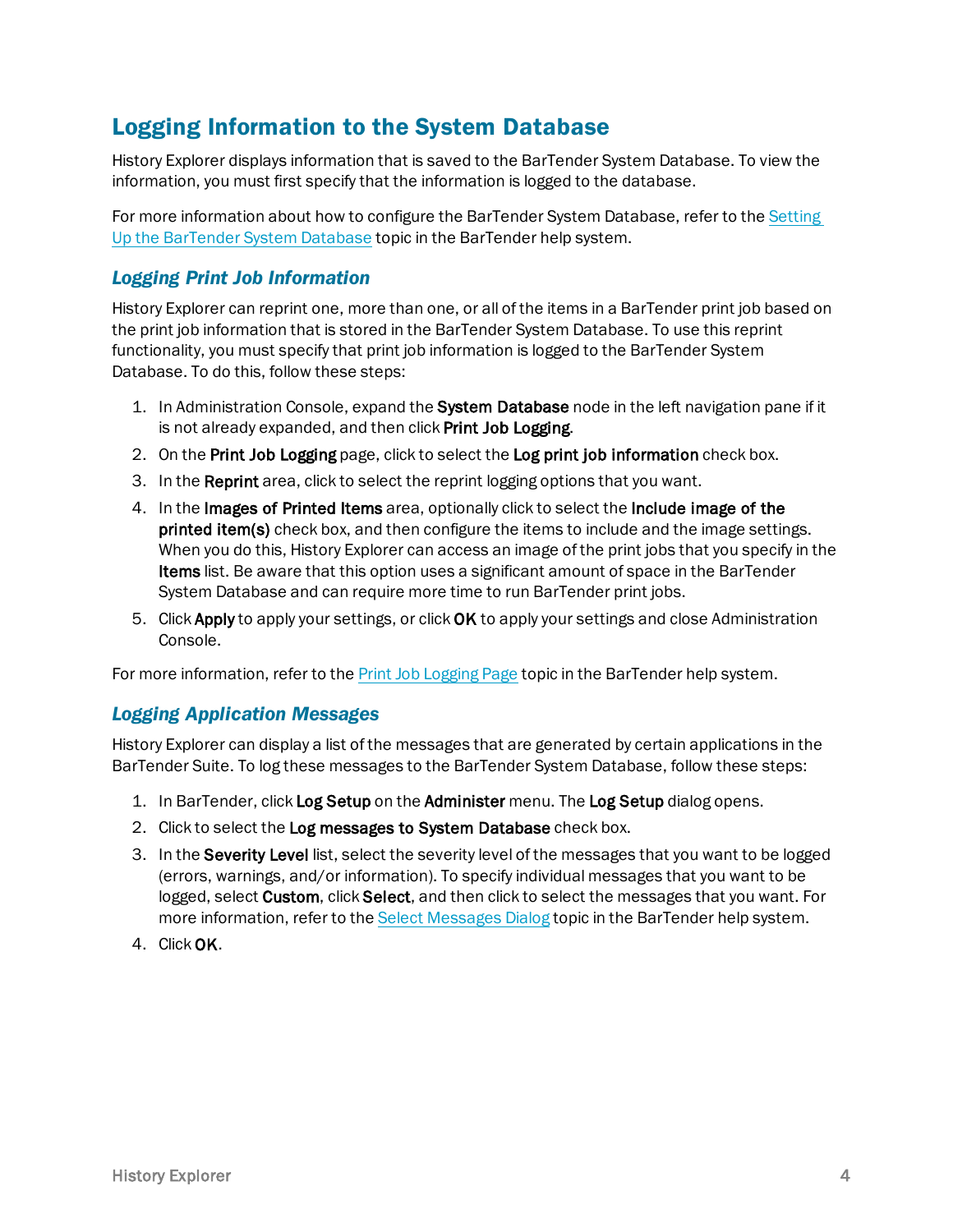## Logging Information to the System Database

History Explorer displays information that is saved to the BarTender System Database. To view the information, you must first specify that the information is logged to the database.

For more information about how to configure the BarTender System Database, refer to the Setting Up the BarTender System Database topic in the BarTender help system.

### *Logging Print Job Information*

History Explorer can reprint one, more than one, or all of the items in a BarTender print job based on the print job information that is stored in the BarTender System Database. To use this reprint functionality, you must specify that print job information is logged to the BarTender System Database. To do this, follow these steps:

1. In Administration Console, expand the **System Database** node in the left navigation pane if it is not already expanded, and then click **Print Job Logging**.
2. On the **Print Job Logging** page, click to select the **Log print job information** check box.
3. In the **Reprint** area, click to select the reprint logging options that you want.
4. In the **Images of Printed Items** area, optionally click to select the **Include image of the printed item(s)** check box, and then configure the items to include and the image settings. When you do this, History Explorer can access an image of the print jobs that you specify in the **Items** list. Be aware that this option uses a significant amount of space in the BarTender System Database and can require more time to run BarTender print jobs.
5. Click **Apply** to apply your settings, or click **OK** to apply your settings and close Administration Console.

For more information, refer to the Print Job Logging Page topic in the BarTender help system.

### *Logging Application Messages*

History Explorer can display a list of the messages that are generated by certain applications in the BarTender Suite. To log these messages to the BarTender System Database, follow these steps:

1. In BarTender, click **Log Setup** on the **Administer** menu. The **Log Setup** dialog opens.
2. Click to select the **Log messages to System Database** check box.
3. In the **Severity Level** list, select the severity level of the messages that you want to be logged (errors, warnings, and/or information). To specify individual messages that you want to be logged, select **Custom**, click **Select**, and then click to select the messages that you want. For more information, refer to the Select Messages Dialog topic in the BarTender help system.
4. Click **OK**.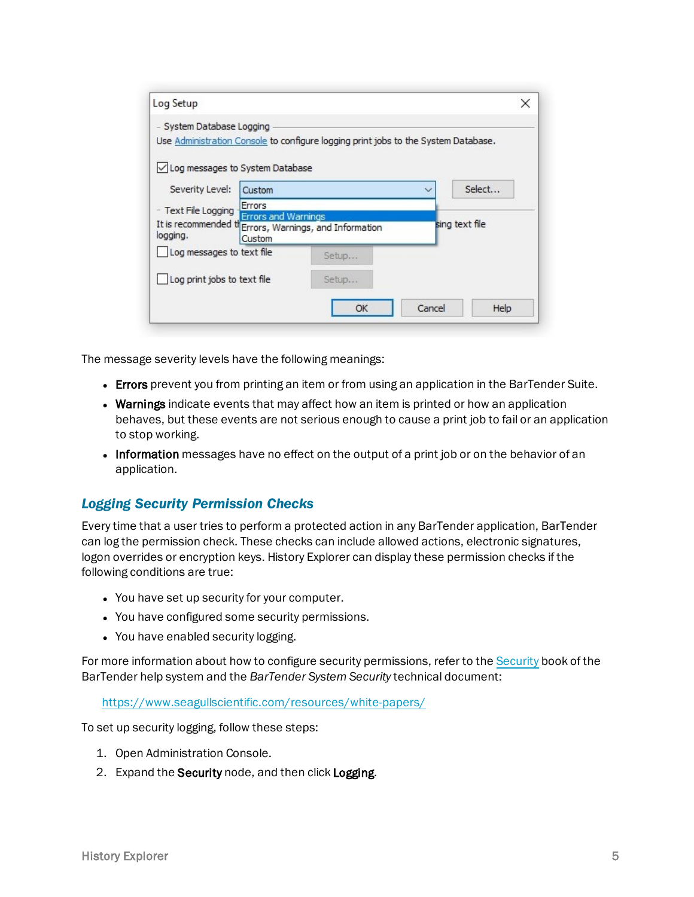The message severity levels have the following meanings:

- **Errors** prevent you from printing an item or from using an application in the BarTender Suite.
- **Warnings** indicate events that may affect how an item is printed or how an application behaves, but these events are not serious enough to cause a print job to fail or an application to stop working.
- **Information** messages have no effect on the output of a print job or on the behavior of an application.

## *Logging Security Permission Checks*

Every time that a user tries to perform a protected action in any BarTender application, BarTender can log the permission check. These checks can include allowed actions, electronic signatures, logon overrides or encryption keys. History Explorer can display these permission checks if the following conditions are true:

- You have set up security for your computer.
- You have configured some security permissions.
- You have enabled security logging.

For more information about how to configure security permissions, refer to the Security book of the BarTender help system and the *BarTender System Security* technical document:

https://www.seagullscientific.com/resources/white-papers/

To set up security logging, follow these steps:

1. Open Administration Console.
2. Expand the **Security** node, and then click **Logging**.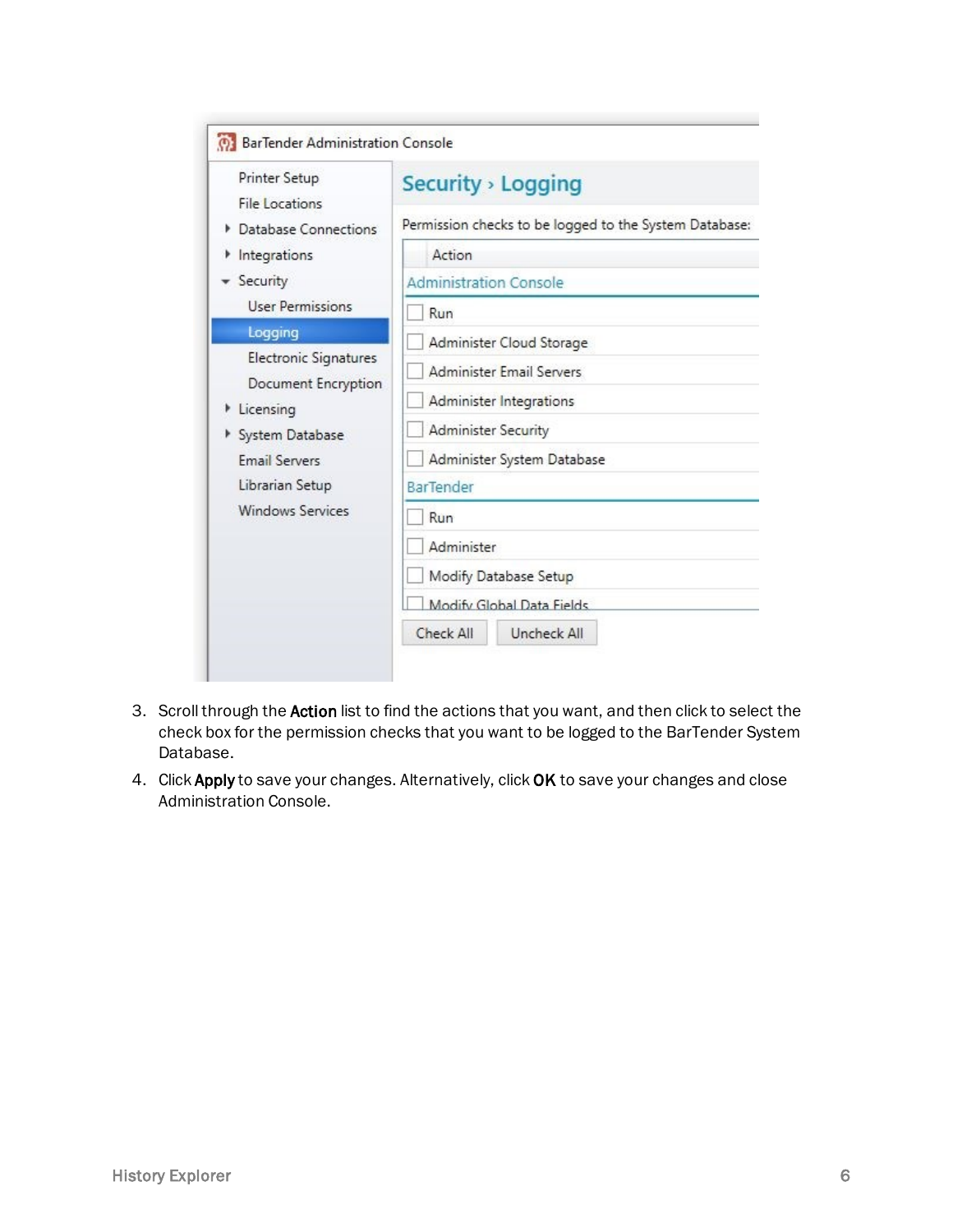3. Scroll through the **Action** list to find the actions that you want, and then click to select the check box for the permission checks that you want to be logged to the BarTender System Database.
4. Click **Apply** to save your changes. Alternatively, click **OK** to save your changes and close Administration Console.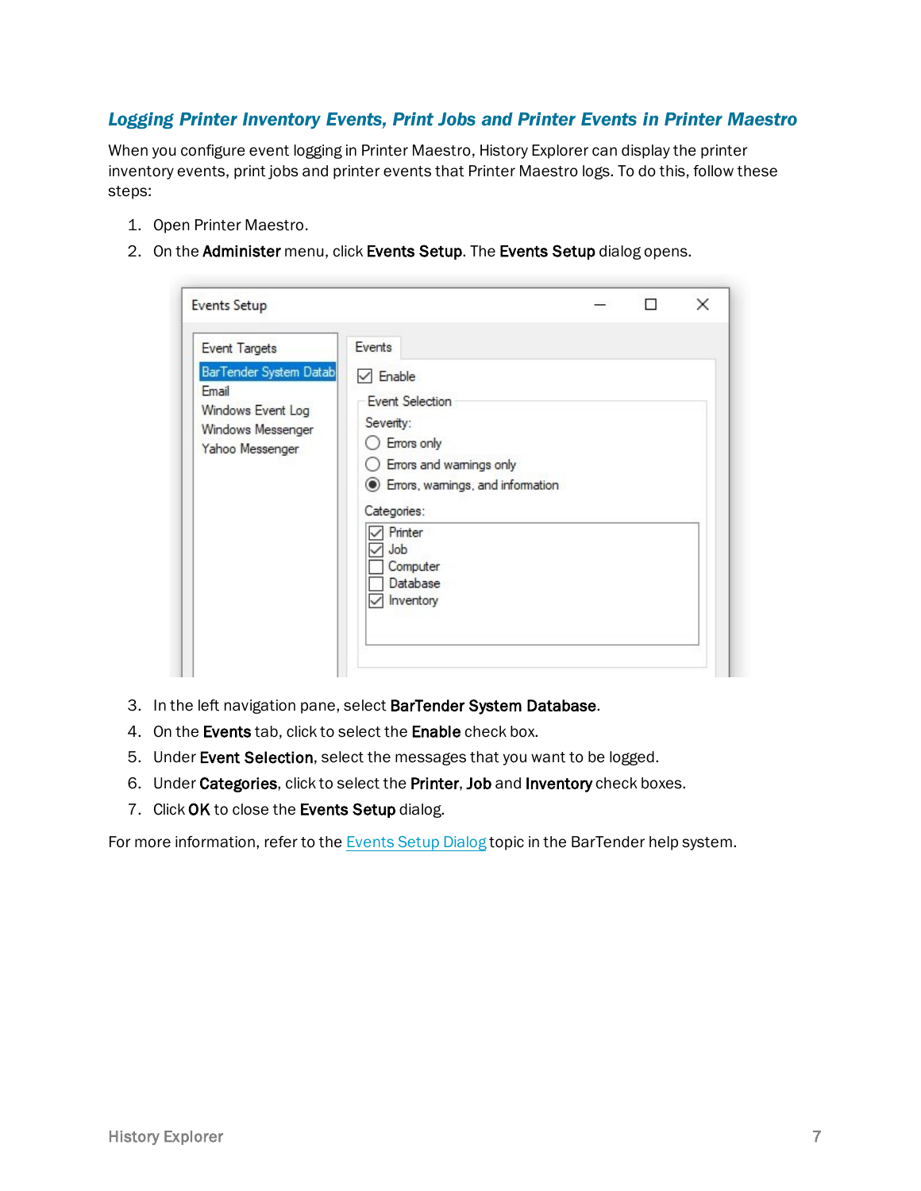### Logging Printer Inventory Events, Print Jobs and Printer Events in Printer Maestro

When you configure event logging in Printer Maestro, History Explorer can display the printer inventory events, print jobs and printer events that Printer Maestro logs. To do this, follow these steps:

1. Open Printer Maestro.
2. On the **Administer** menu, click **Events Setup**. The **Events Setup** dialog opens.
3. In the left navigation pane, select **BarTender System Database**.
4. On the **Events** tab, click to select the **Enable** check box.
5. Under **Event Selection**, select the messages that you want to be logged.
6. Under **Categories**, click to select the **Printer**, **Job** and **Inventory** check boxes.
7. Click **OK** to close the **Events Setup** dialog.

For more information, refer to the Events Setup Dialog topic in the BarTender help system.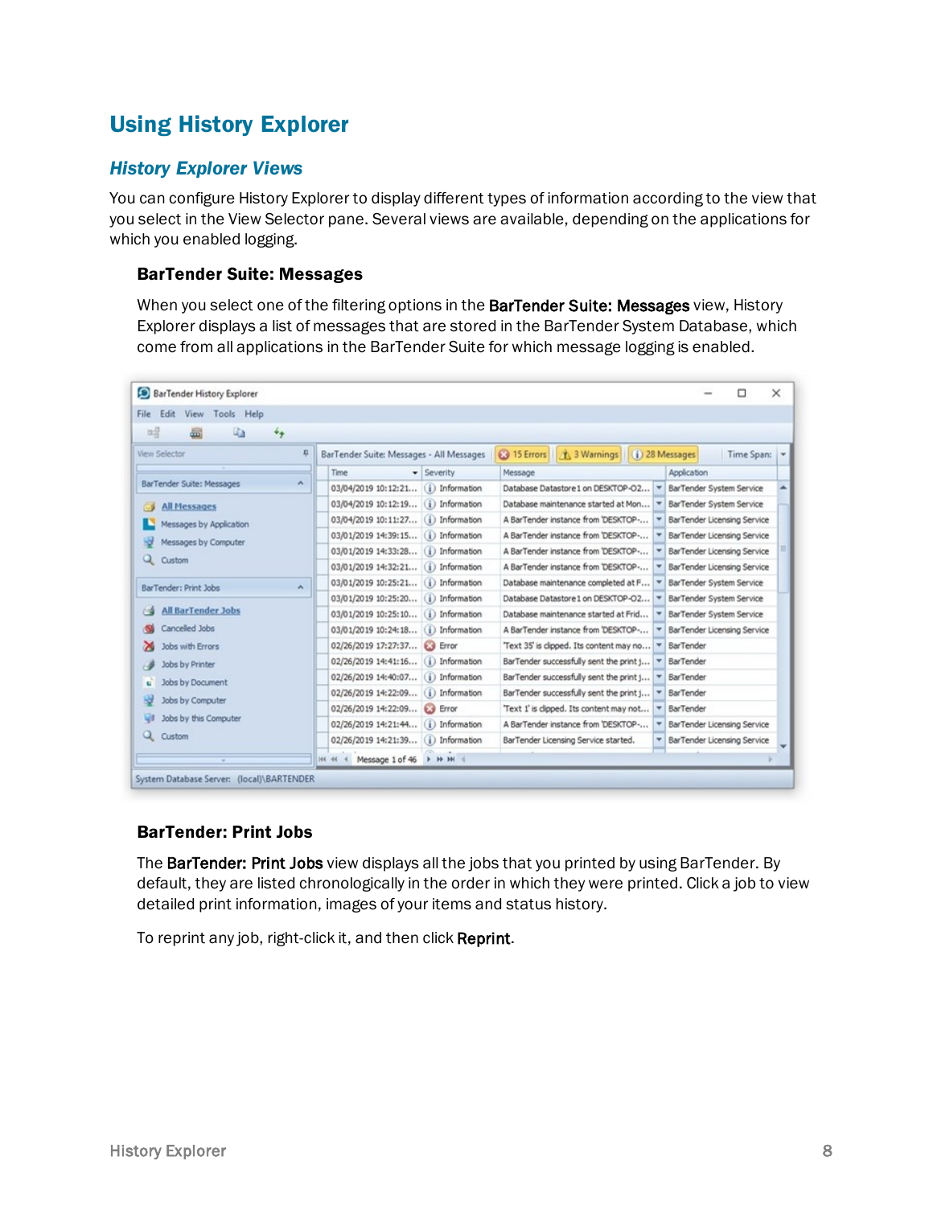# Using History Explorer

## History Explorer Views

You can configure History Explorer to display different types of information according to the view that you select in the View Selector pane. Several views are available, depending on the applications for which you enabled logging.

### BarTender Suite: Messages

When you select one of the filtering options in the **BarTender Suite: Messages** view, History Explorer displays a list of messages that are stored in the BarTender System Database, which come from all applications in the BarTender Suite for which message logging is enabled.

### BarTender: Print Jobs

The **BarTender: Print Jobs** view displays all the jobs that you printed by using BarTender. By default, they are listed chronologically in the order in which they were printed. Click a job to view detailed print information, images of your items and status history.

To reprint any job, right-click it, and then click **Reprint**.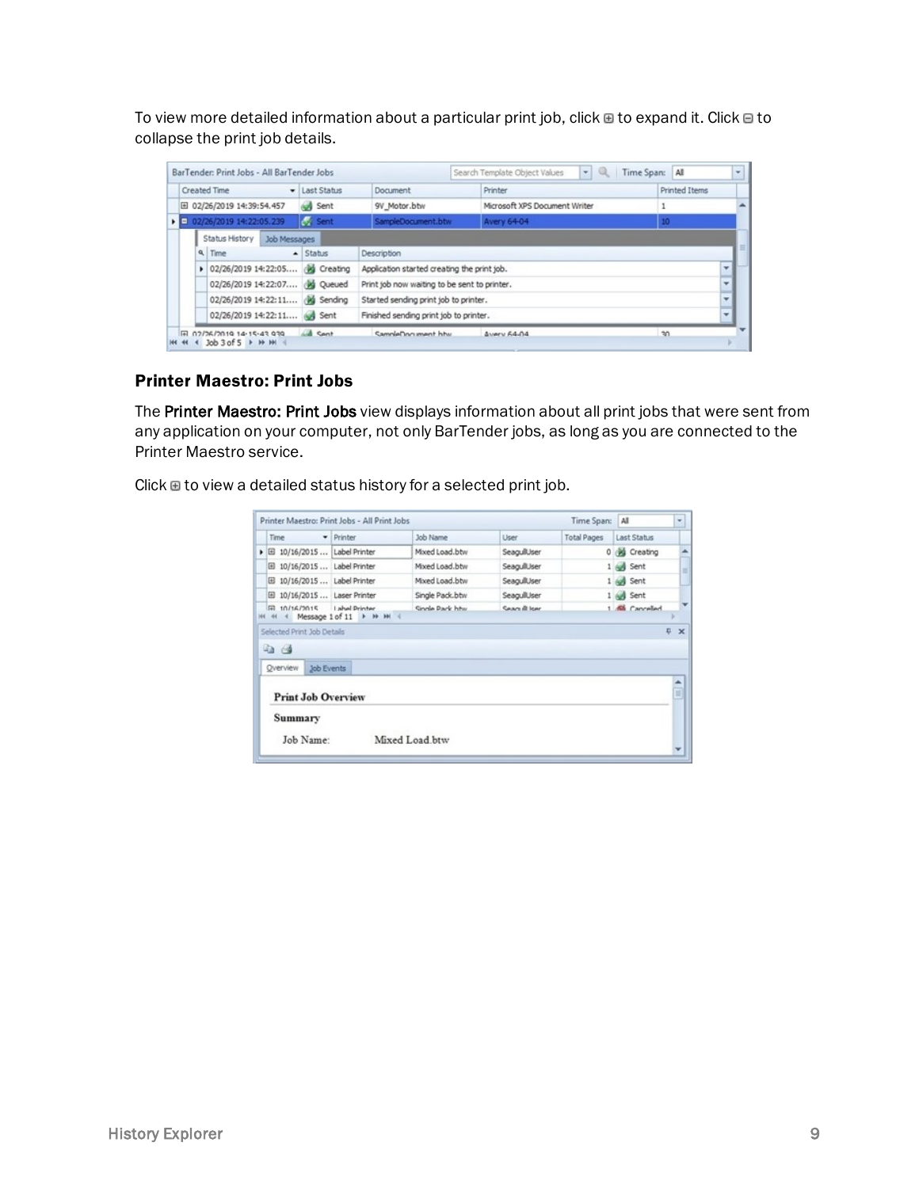To view more detailed information about a particular print job, click ⊞ to expand it. Click ⊟ to collapse the print job details.

### Printer Maestro: Print Jobs

The **Printer Maestro: Print Jobs** view displays information about all print jobs that were sent from any application on your computer, not only BarTender jobs, as long as you are connected to the Printer Maestro service.

Click ⊞ to view a detailed status history for a selected print job.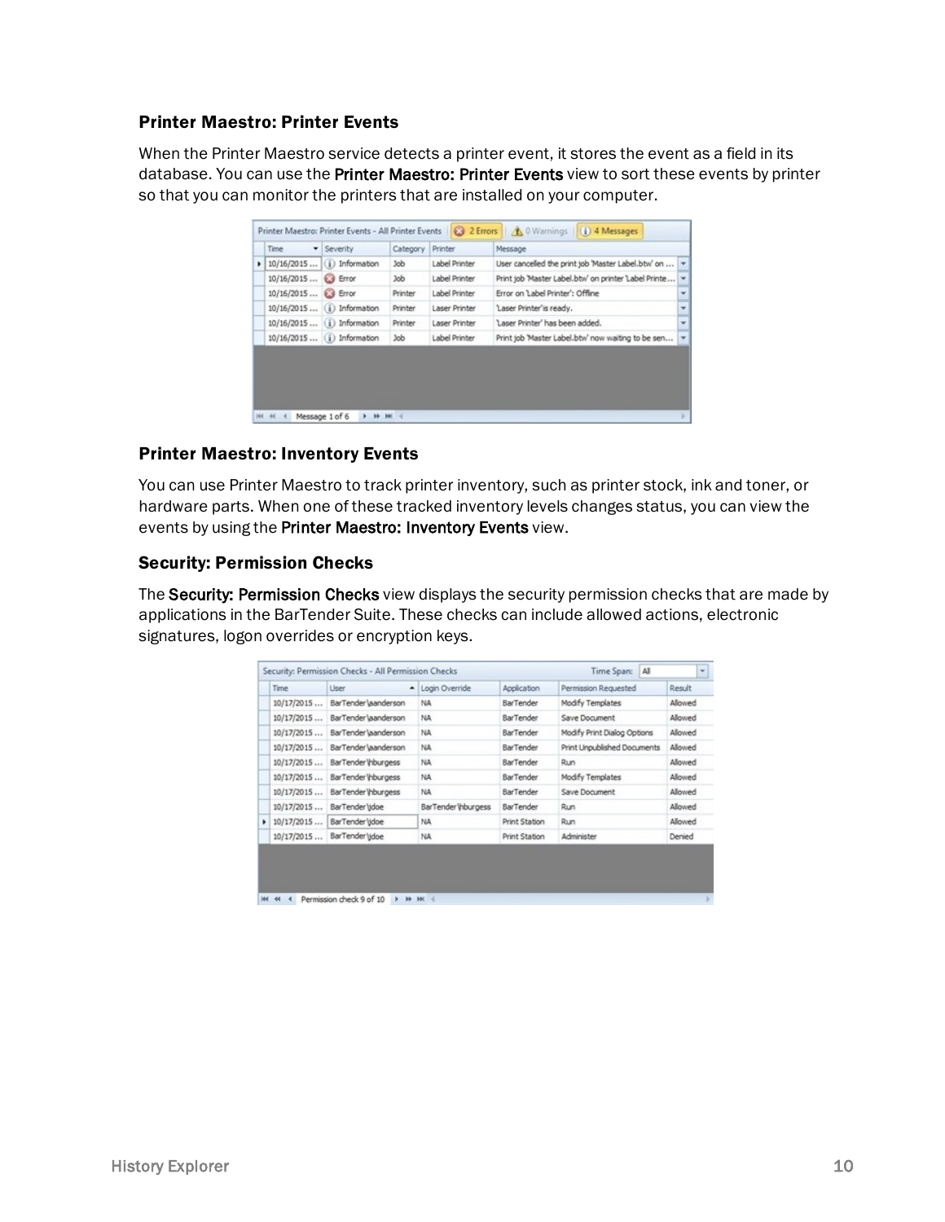### Printer Maestro: Printer Events

When the Printer Maestro service detects a printer event, it stores the event as a field in its database. You can use the **Printer Maestro: Printer Events** view to sort these events by printer so that you can monitor the printers that are installed on your computer.

### Printer Maestro: Inventory Events

You can use Printer Maestro to track printer inventory, such as printer stock, ink and toner, or hardware parts. When one of these tracked inventory levels changes status, you can view the events by using the **Printer Maestro: Inventory Events** view.

### Security: Permission Checks

The **Security: Permission Checks** view displays the security permission checks that are made by applications in the BarTender Suite. These checks can include allowed actions, electronic signatures, logon overrides or encryption keys.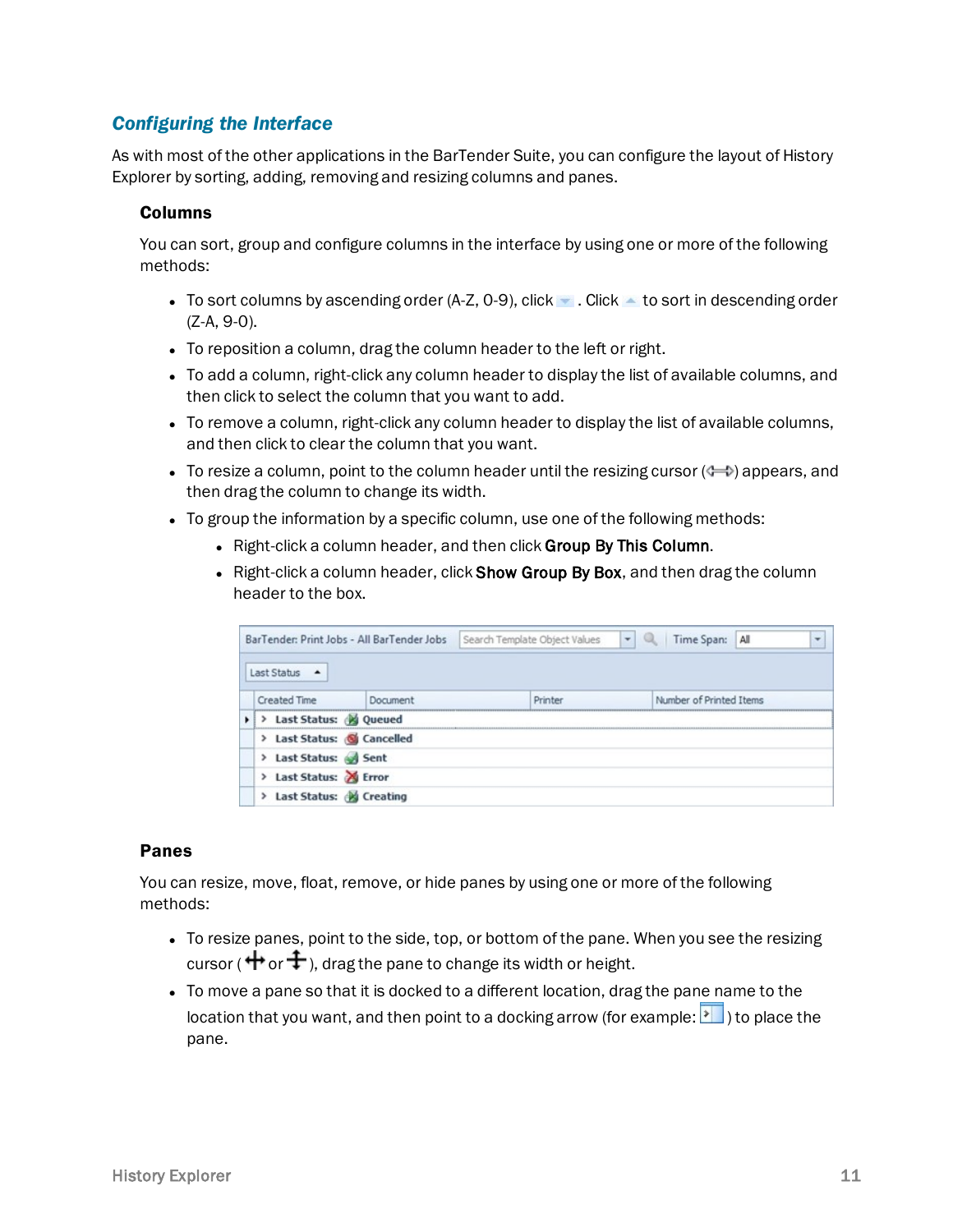## Configuring the Interface

As with most of the other applications in the BarTender Suite, you can configure the layout of History Explorer by sorting, adding, removing and resizing columns and panes.

### Columns

You can sort, group and configure columns in the interface by using one or more of the following methods:

- To sort columns by ascending order (A-Z, 0-9), click . Click to sort in descending order (Z-A, 9-0).
- To reposition a column, drag the column header to the left or right.
- To add a column, right-click any column header to display the list of available columns, and then click to select the column that you want to add.
- To remove a column, right-click any column header to display the list of available columns, and then click to clear the column that you want.
- To resize a column, point to the column header until the resizing cursor ( ) appears, and then drag the column to change its width.
- To group the information by a specific column, use one of the following methods:
  - Right-click a column header, and then click **Group By This Column**.
  - Right-click a column header, click **Show Group By Box**, and then drag the column header to the box.

### Panes

You can resize, move, float, remove, or hide panes by using one or more of the following methods:

- To resize panes, point to the side, top, or bottom of the pane. When you see the resizing cursor ( or ), drag the pane to change its width or height.
- To move a pane so that it is docked to a different location, drag the pane name to the location that you want, and then point to a docking arrow (for example: ) to place the pane.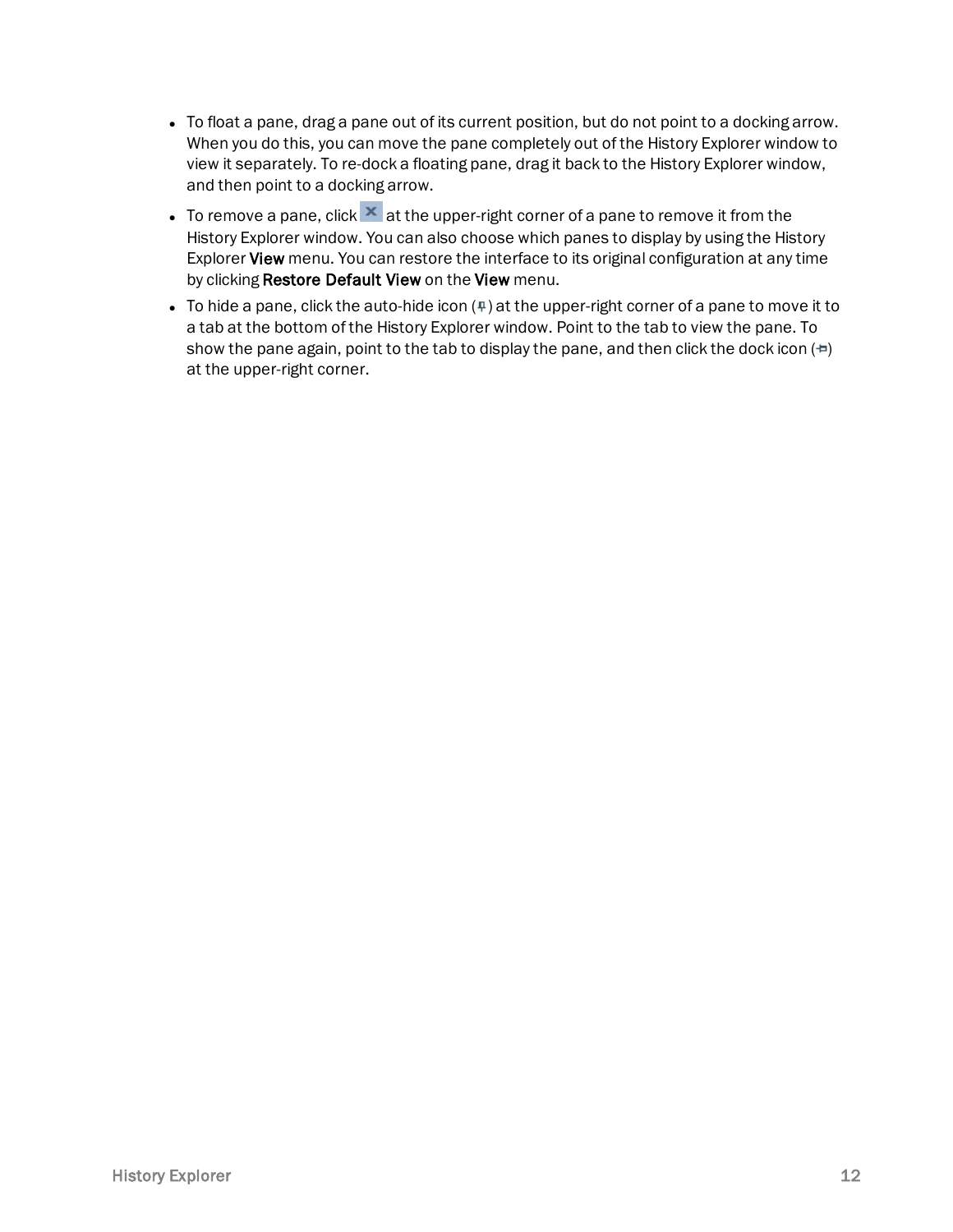- To float a pane, drag a pane out of its current position, but do not point to a docking arrow. When you do this, you can move the pane completely out of the History Explorer window to view it separately. To re-dock a floating pane, drag it back to the History Explorer window, and then point to a docking arrow.
- To remove a pane, click ✕ at the upper-right corner of a pane to remove it from the History Explorer window. You can also choose which panes to display by using the History Explorer **View** menu. You can restore the interface to its original configuration at any time by clicking **Restore Default View** on the **View** menu.
- To hide a pane, click the auto-hide icon (📌) at the upper-right corner of a pane to move it to a tab at the bottom of the History Explorer window. Point to the tab to view the pane. To show the pane again, point to the tab to display the pane, and then click the dock icon (📌) at the upper-right corner.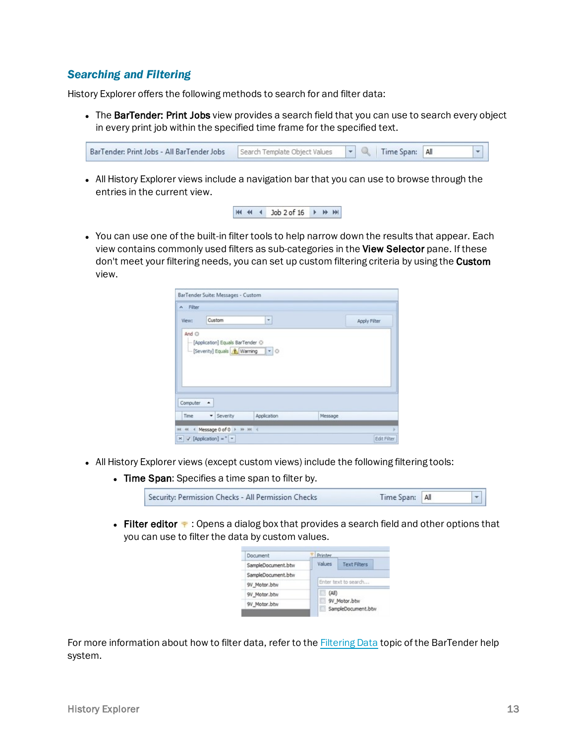### Searching and Filtering

History Explorer offers the following methods to search for and filter data:

- The **BarTender: Print Jobs** view provides a search field that you can use to search every object in every print job within the specified time frame for the specified text.
- All History Explorer views include a navigation bar that you can use to browse through the entries in the current view.
- You can use one of the built-in filter tools to help narrow down the results that appear. Each view contains commonly used filters as sub-categories in the **View Selector** pane. If these don't meet your filtering needs, you can set up custom filtering criteria by using the **Custom** view.
- All History Explorer views (except custom views) include the following filtering tools:
  - **Time Span**: Specifies a time span to filter by.
  - **Filter editor** : Opens a dialog box that provides a search field and other options that you can use to filter the data by custom values.

For more information about how to filter data, refer to the Filtering Data topic of the BarTender help system.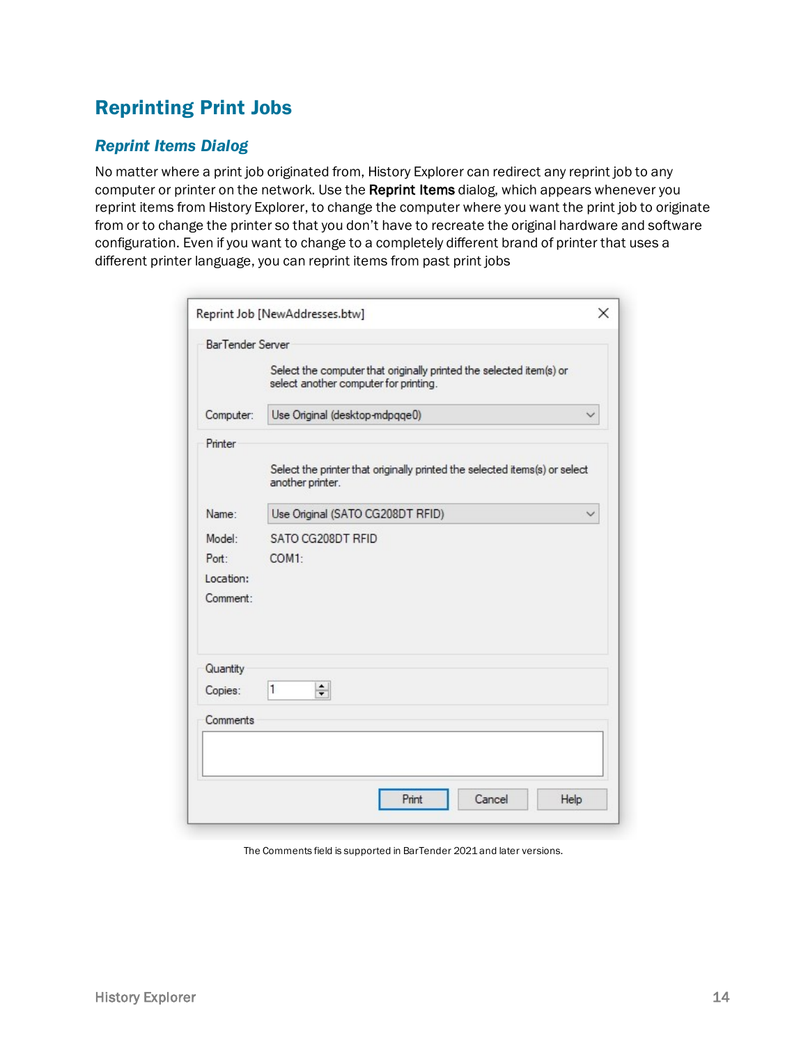## Reprinting Print Jobs

### *Reprint Items Dialog*

No matter where a print job originated from, History Explorer can redirect any reprint job to any computer or printer on the network. Use the **Reprint Items** dialog, which appears whenever you reprint items from History Explorer, to change the computer where you want the print job to originate from or to change the printer so that you don't have to recreate the original hardware and software configuration. Even if you want to change to a completely different brand of printer that uses a different printer language, you can reprint items from past print jobs

The Comments field is supported in BarTender 2021 and later versions.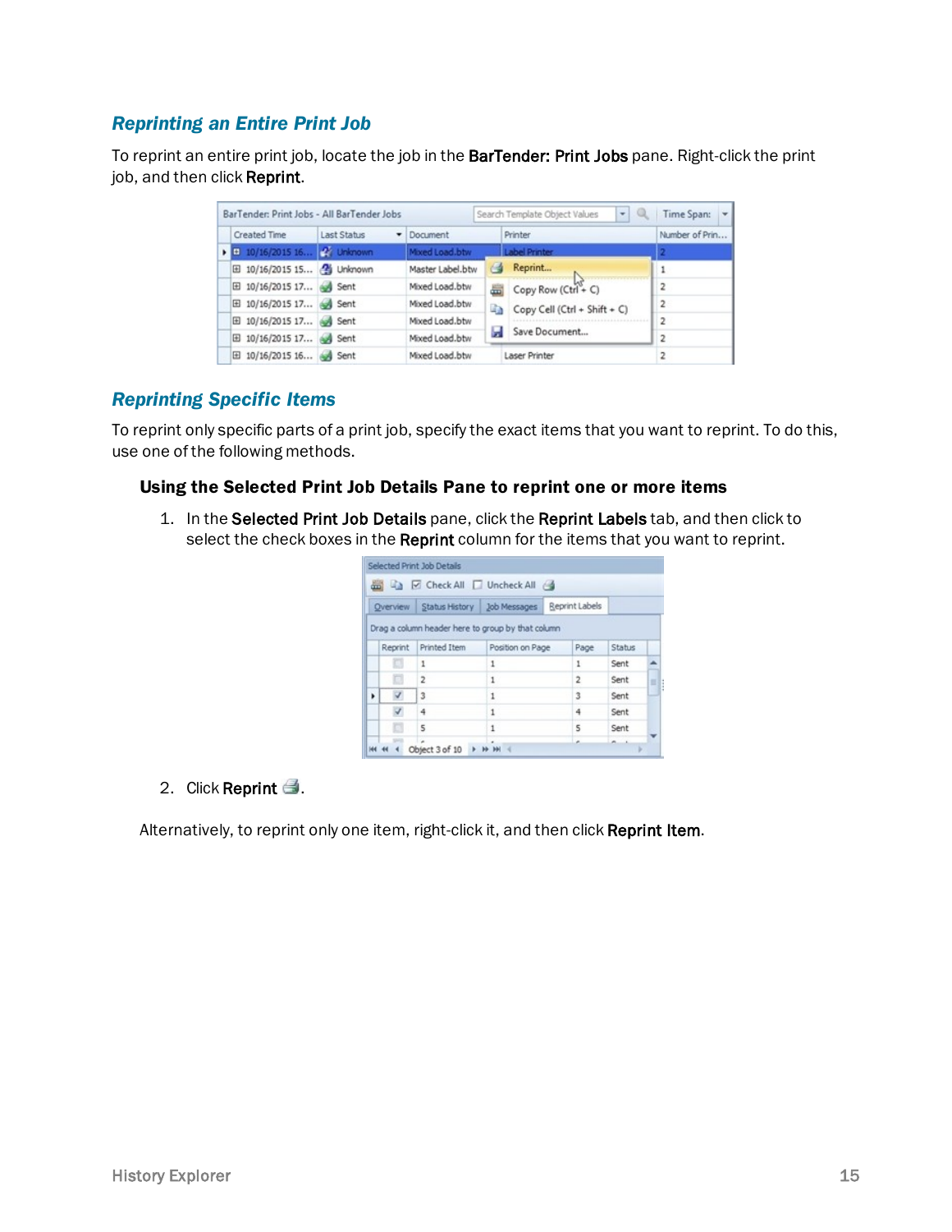### Reprinting an Entire Print Job

To reprint an entire print job, locate the job in the **BarTender: Print Jobs** pane. Right-click the print job, and then click **Reprint**.

### Reprinting Specific Items

To reprint only specific parts of a print job, specify the exact items that you want to reprint. To do this, use one of the following methods.

#### Using the Selected Print Job Details Pane to reprint one or more items

1. In the **Selected Print Job Details** pane, click the **Reprint Labels** tab, and then click to select the check boxes in the **Reprint** column for the items that you want to reprint.
2. Click **Reprint**.

Alternatively, to reprint only one item, right-click it, and then click **Reprint Item**.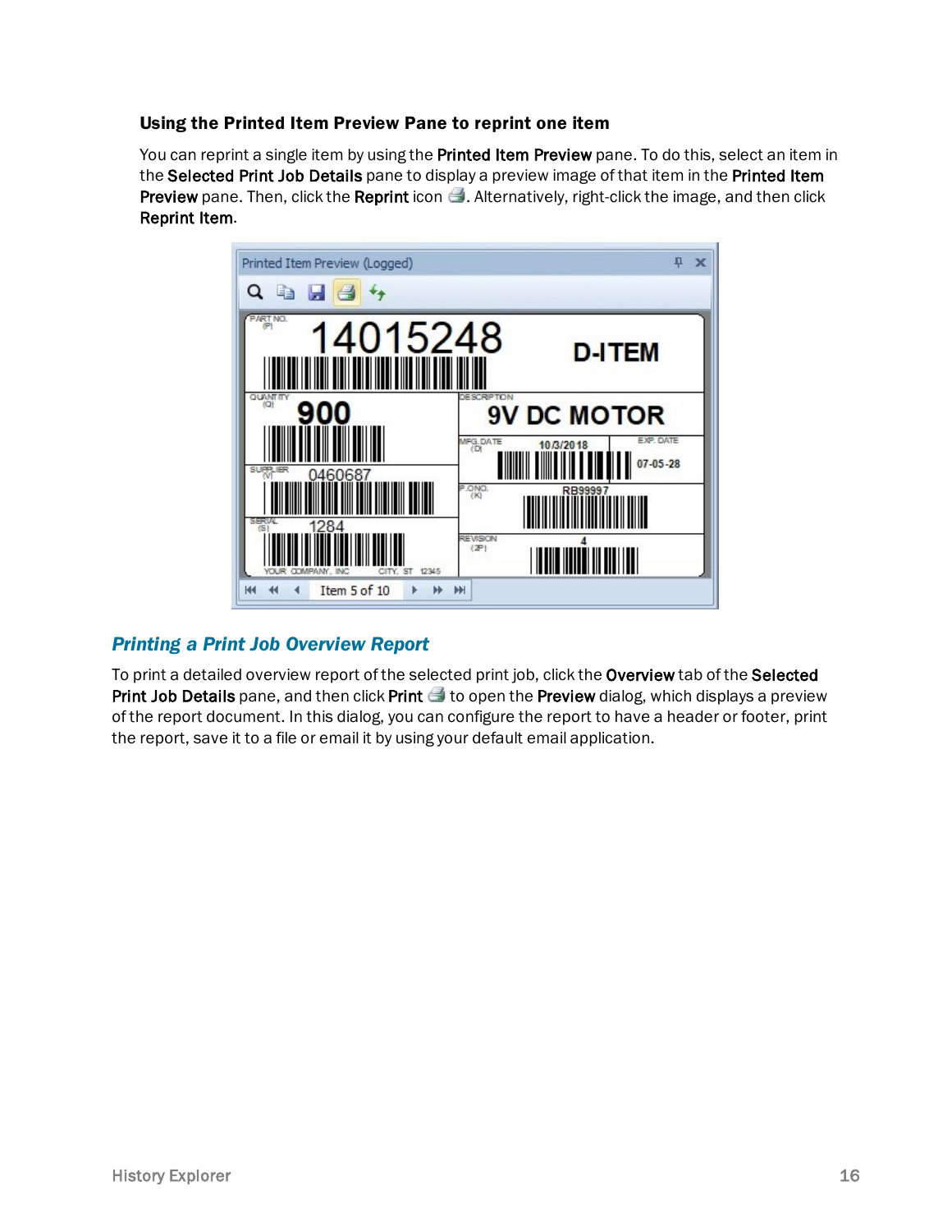### Using the Printed Item Preview Pane to reprint one item

You can reprint a single item by using the **Printed Item Preview** pane. To do this, select an item in the **Selected Print Job Details** pane to display a preview image of that item in the **Printed Item Preview** pane. Then, click the **Reprint** icon. Alternatively, right-click the image, and then click **Reprint Item**.

## *Printing a Print Job Overview Report*

To print a detailed overview report of the selected print job, click the **Overview** tab of the **Selected Print Job Details** pane, and then click **Print** to open the **Preview** dialog, which displays a preview of the report document. In this dialog, you can configure the report to have a header or footer, print the report, save it to a file or email it by using your default email application.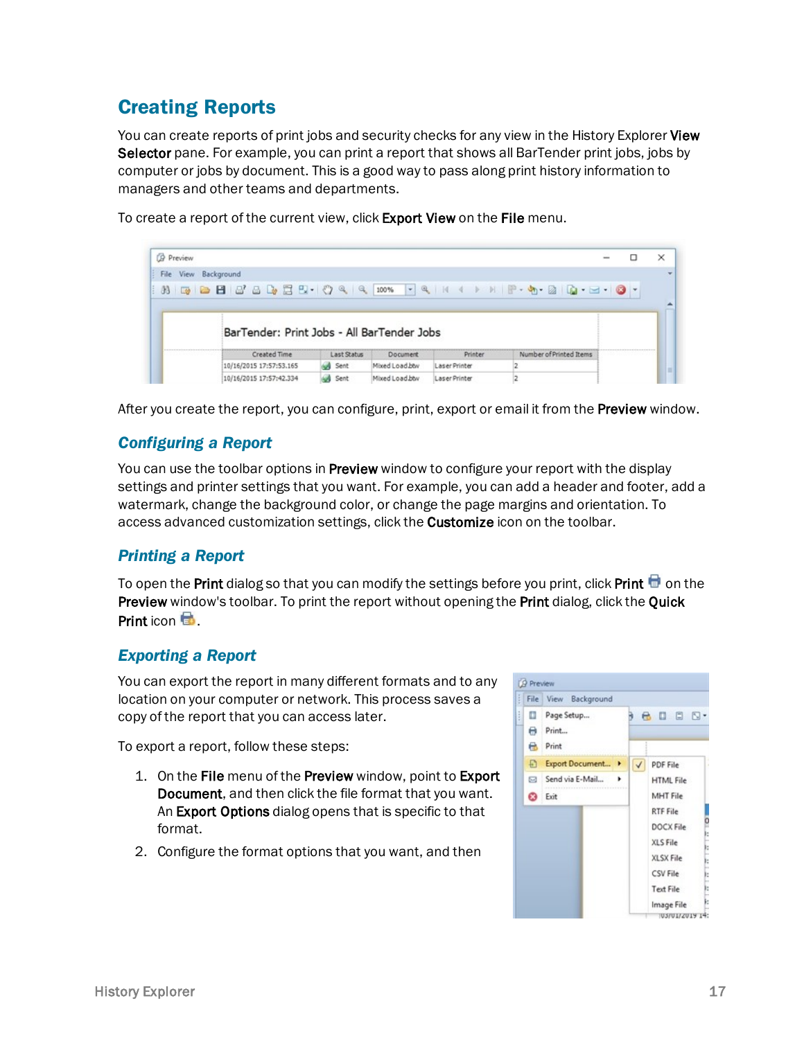## Creating Reports

You can create reports of print jobs and security checks for any view in the History Explorer **View Selector** pane. For example, you can print a report that shows all BarTender print jobs, jobs by computer or jobs by document. This is a good way to pass along print history information to managers and other teams and departments.

To create a report of the current view, click **Export View** on the **File** menu.

After you create the report, you can configure, print, export or email it from the **Preview** window.

### Configuring a Report

You can use the toolbar options in **Preview** window to configure your report with the display settings and printer settings that you want. For example, you can add a header and footer, add a watermark, change the background color, or change the page margins and orientation. To access advanced customization settings, click the **Customize** icon on the toolbar.

### Printing a Report

To open the **Print** dialog so that you can modify the settings before you print, click **Print** on the **Preview** window's toolbar. To print the report without opening the **Print** dialog, click the **Quick Print** icon.

### Exporting a Report

You can export the report in many different formats and to any location on your computer or network. This process saves a copy of the report that you can access later.

To export a report, follow these steps:

1. On the **File** menu of the **Preview** window, point to **Export Document**, and then click the file format that you want. An **Export Options** dialog opens that is specific to that format.
2. Configure the format options that you want, and then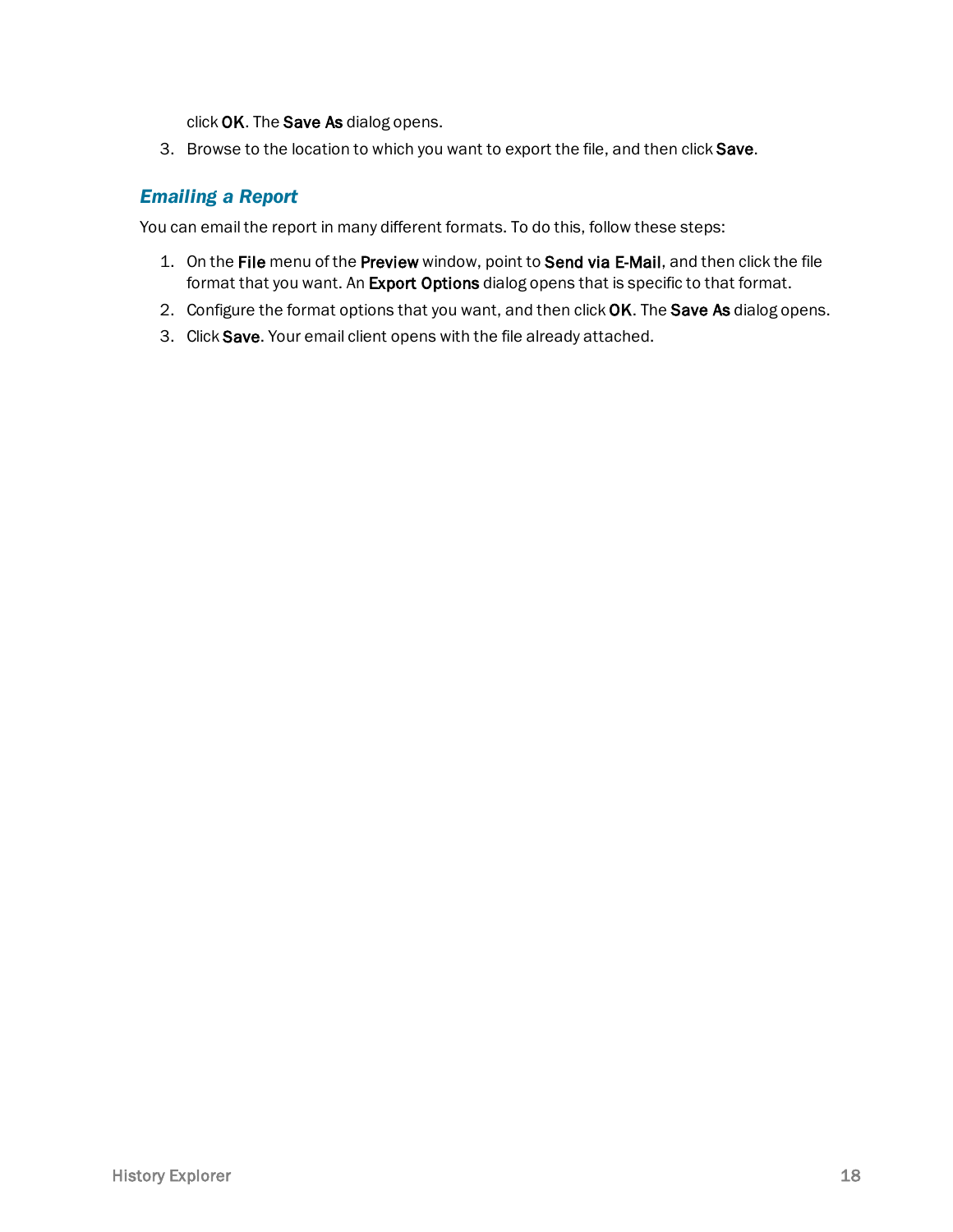click **OK**. The **Save As** dialog opens.

3. Browse to the location to which you want to export the file, and then click **Save**.

### *Emailing a Report*

You can email the report in many different formats. To do this, follow these steps:

1. On the **File** menu of the **Preview** window, point to **Send via E-Mail**, and then click the file format that you want. An **Export Options** dialog opens that is specific to that format.
2. Configure the format options that you want, and then click **OK**. The **Save As** dialog opens.
3. Click **Save**. Your email client opens with the file already attached.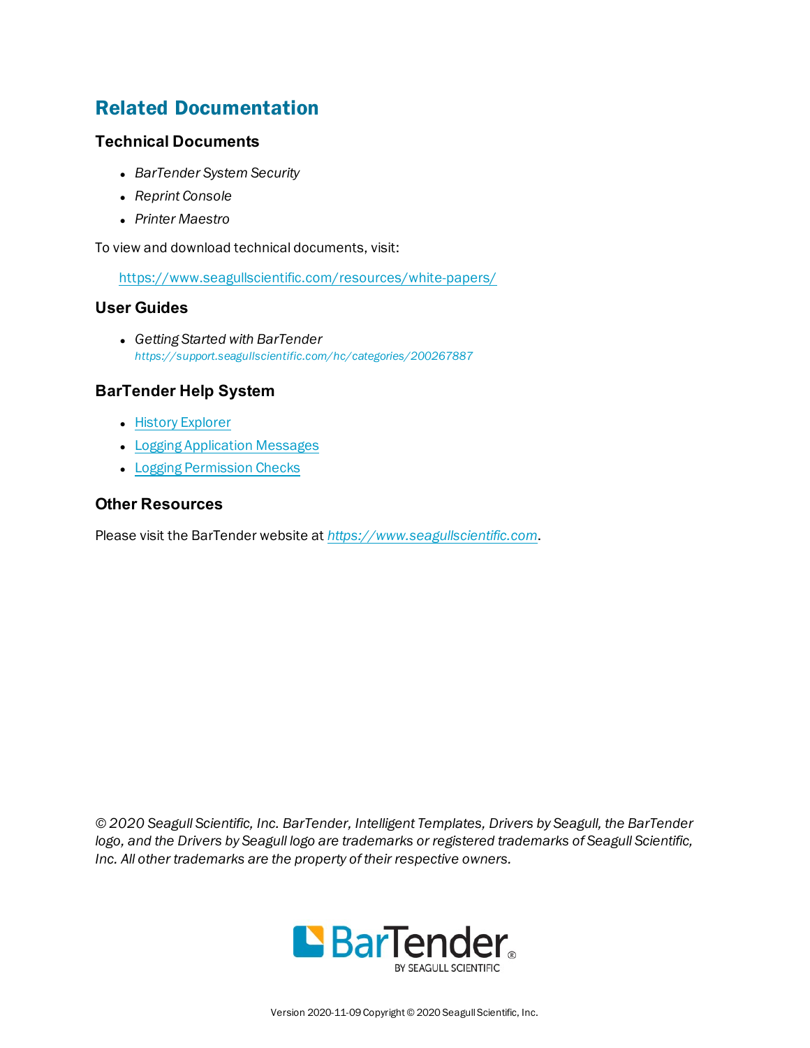# Related Documentation

## Technical Documents

- *BarTender System Security*
- *Reprint Console*
- *Printer Maestro*

To view and download technical documents, visit:

https://www.seagullscientific.com/resources/white-papers/

## User Guides

- *Getting Started with BarTender*
  *https://support.seagullscientific.com/hc/categories/200267887*

## BarTender Help System

- History Explorer
- Logging Application Messages
- Logging Permission Checks

## Other Resources

Please visit the BarTender website at *https://www.seagullscientific.com*.

*© 2020 Seagull Scientific, Inc. BarTender, Intelligent Templates, Drivers by Seagull, the BarTender logo, and the Drivers by Seagull logo are trademarks or registered trademarks of Seagull Scientific, Inc. All other trademarks are the property of their respective owners.*

BarTender® BY SEAGULL SCIENTIFIC

Version 2020-11-09 Copyright © 2020 Seagull Scientific, Inc.